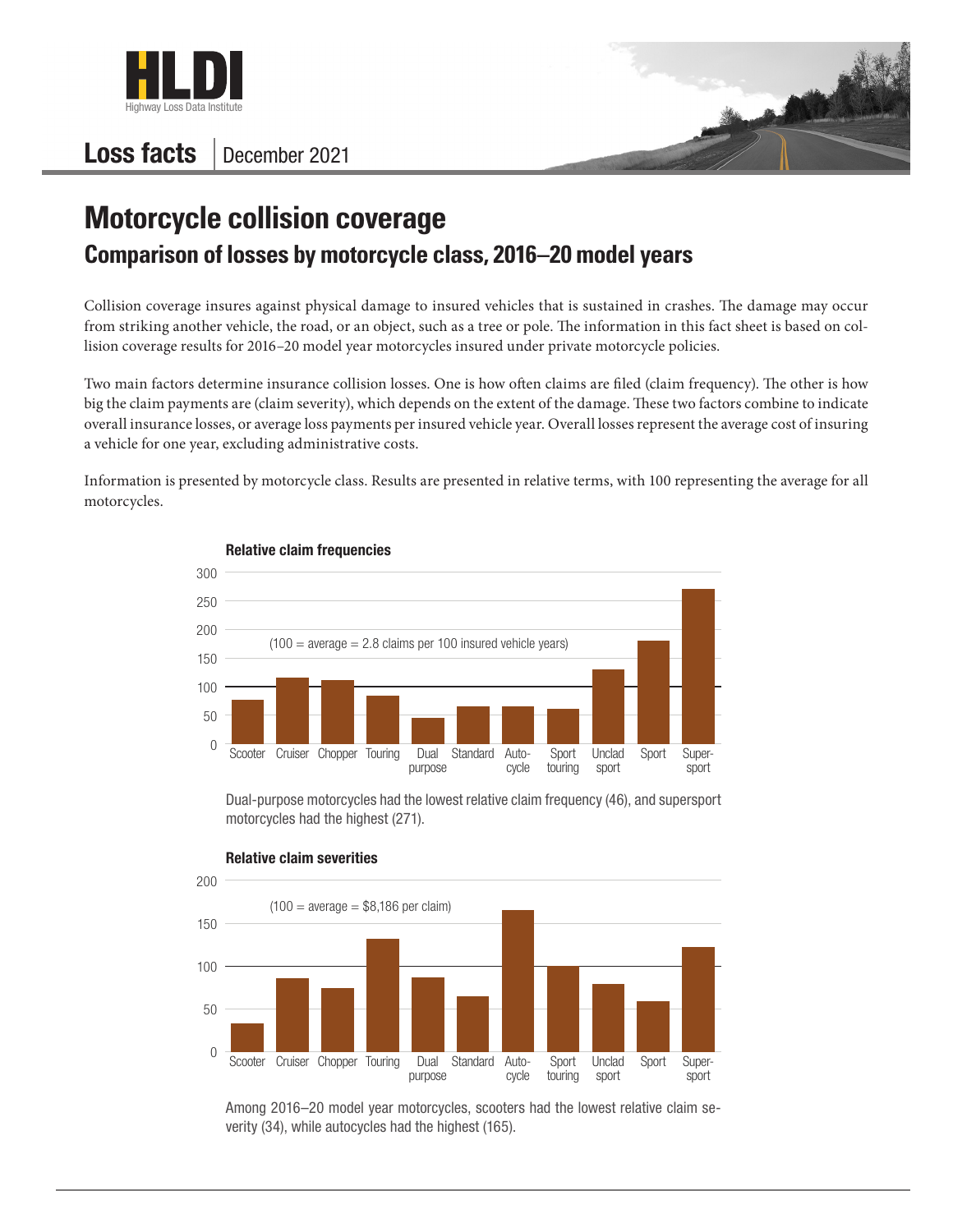HLDI
Highway Loss Data Institute

**Loss facts** | December 2021

# Motorcycle collision coverage

## Comparison of losses by motorcycle class, 2016–20 model years

Collision coverage insures against physical damage to insured vehicles that is sustained in crashes. The damage may occur from striking another vehicle, the road, or an object, such as a tree or pole. The information in this fact sheet is based on collision coverage results for 2016–20 model year motorcycles insured under private motorcycle policies.

Two main factors determine insurance collision losses. One is how often claims are filed (claim frequency). The other is how big the claim payments are (claim severity), which depends on the extent of the damage. These two factors combine to indicate overall insurance losses, or average loss payments per insured vehicle year. Overall losses represent the average cost of insuring a vehicle for one year, excluding administrative costs.

Information is presented by motorcycle class. Results are presented in relative terms, with 100 representing the average for all motorcycles.

**Relative claim frequencies**

(100 = average = 2.8 claims per 100 insured vehicle years)

Dual-purpose motorcycles had the lowest relative claim frequency (46), and supersport motorcycles had the highest (271).

**Relative claim severities**

(100 = average = $8,186 per claim)

Among 2016–20 model year motorcycles, scooters had the lowest relative claim severity (34), while autocycles had the highest (165).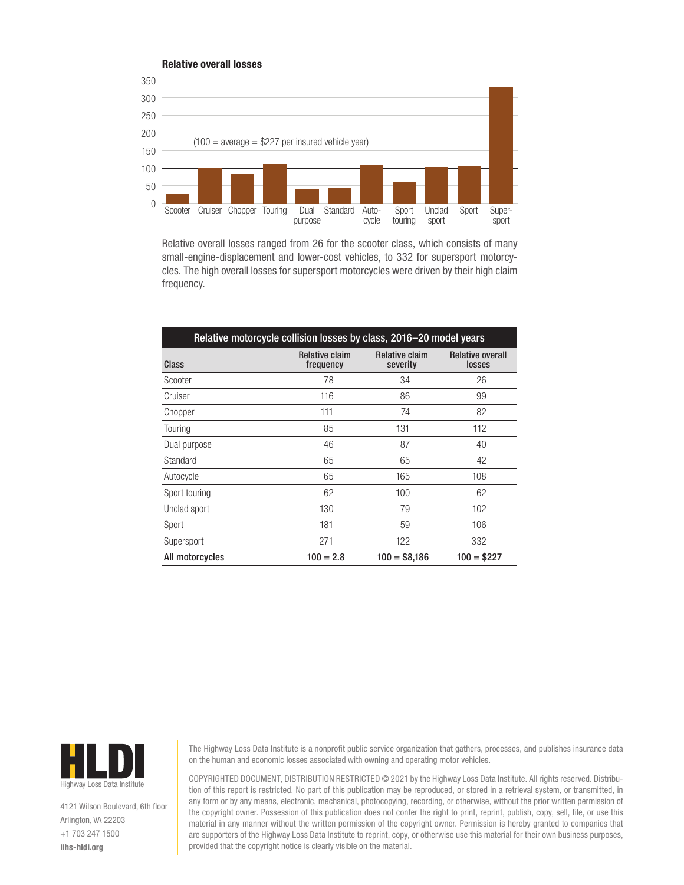**Relative overall losses**

350
300
250
200
150
100
50
0

(100 = average = $227 per insured vehicle year)

Scooter Cruiser Chopper Touring Dual purpose Standard Auto-cycle Sport touring Unclad sport Sport Super-sport

Relative overall losses ranged from 26 for the scooter class, which consists of many small-engine-displacement and lower-cost vehicles, to 332 for supersport motorcycles. The high overall losses for supersport motorcycles were driven by their high claim frequency.

**Relative motorcycle collision losses by class, 2016–20 model years**

| Class | Relative claim frequency | Relative claim severity | Relative overall losses |
|---|---|---|---|
| Scooter | 78 | 34 | 26 |
| Cruiser | 116 | 86 | 99 |
| Chopper | 111 | 74 | 82 |
| Touring | 85 | 131 | 112 |
| Dual purpose | 46 | 87 | 40 |
| Standard | 65 | 65 | 42 |
| Autocycle | 65 | 165 | 108 |
| Sport touring | 62 | 100 | 62 |
| Unclad sport | 130 | 79 | 102 |
| Sport | 181 | 59 | 106 |
| Supersport | 271 | 122 | 332 |
| **All motorcycles** | **100 = 2.8** | **100 = $8,186** | **100 = $227** |

HLDI
Highway Loss Data Institute

4121 Wilson Boulevard, 6th floor
Arlington, VA 22203
+1 703 247 1500
**iihs-hldi.org**

The Highway Loss Data Institute is a nonprofit public service organization that gathers, processes, and publishes insurance data on the human and economic losses associated with owning and operating motor vehicles.

COPYRIGHTED DOCUMENT, DISTRIBUTION RESTRICTED © 2021 by the Highway Loss Data Institute. All rights reserved. Distribution of this report is restricted. No part of this publication may be reproduced, or stored in a retrieval system, or transmitted, in any form or by any means, electronic, mechanical, photocopying, recording, or otherwise, without the prior written permission of the copyright owner. Possession of this publication does not confer the right to print, reprint, publish, copy, sell, file, or use this material in any manner without the written permission of the copyright owner. Permission is hereby granted to companies that are supporters of the Highway Loss Data Institute to reprint, copy, or otherwise use this material for their own business purposes, provided that the copyright notice is clearly visible on the material.